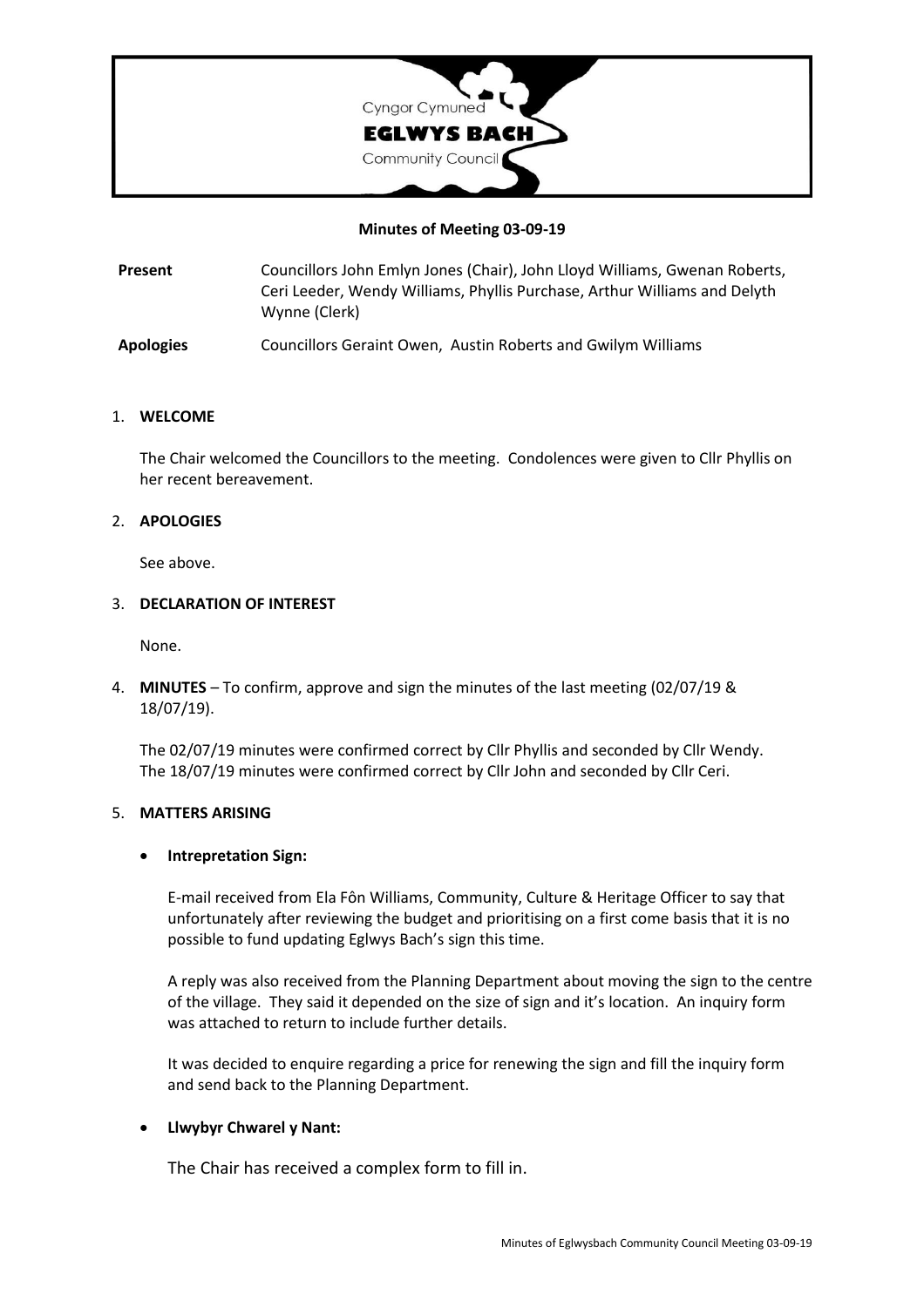Cyngor Cymuned
**EGLWYS BACH**
Community Council

**Minutes of Meeting 03-09-19**

| | |
|---|---|
| **Present** | Councillors John Emlyn Jones (Chair), John Lloyd Williams, Gwenan Roberts, Ceri Leeder, Wendy Williams, Phyllis Purchase, Arthur Williams and Delyth Wynne (Clerk) |
| **Apologies** | Councillors Geraint Owen, Austin Roberts and Gwilym Williams |

1. **WELCOME**

   The Chair welcomed the Councillors to the meeting. Condolences were given to Cllr Phyllis on her recent bereavement.

2. **APOLOGIES**

   See above.

3. **DECLARATION OF INTEREST**

   None.

4. **MINUTES** – To confirm, approve and sign the minutes of the last meeting (02/07/19 & 18/07/19).

   The 02/07/19 minutes were confirmed correct by Cllr Phyllis and seconded by Cllr Wendy.
   The 18/07/19 minutes were confirmed correct by Cllr John and seconded by Cllr Ceri.

5. **MATTERS ARISING**

   - **Intrepretation Sign:**

     E-mail received from Ela Fôn Williams, Community, Culture & Heritage Officer to say that unfortunately after reviewing the budget and prioritising on a first come basis that it is no possible to fund updating Eglwys Bach's sign this time.

     A reply was also received from the Planning Department about moving the sign to the centre of the village. They said it depended on the size of sign and it's location. An inquiry form was attached to return to include further details.

     It was decided to enquire regarding a price for renewing the sign and fill the inquiry form and send back to the Planning Department.

   - **Llwybyr Chwarel y Nant:**

     The Chair has received a complex form to fill in.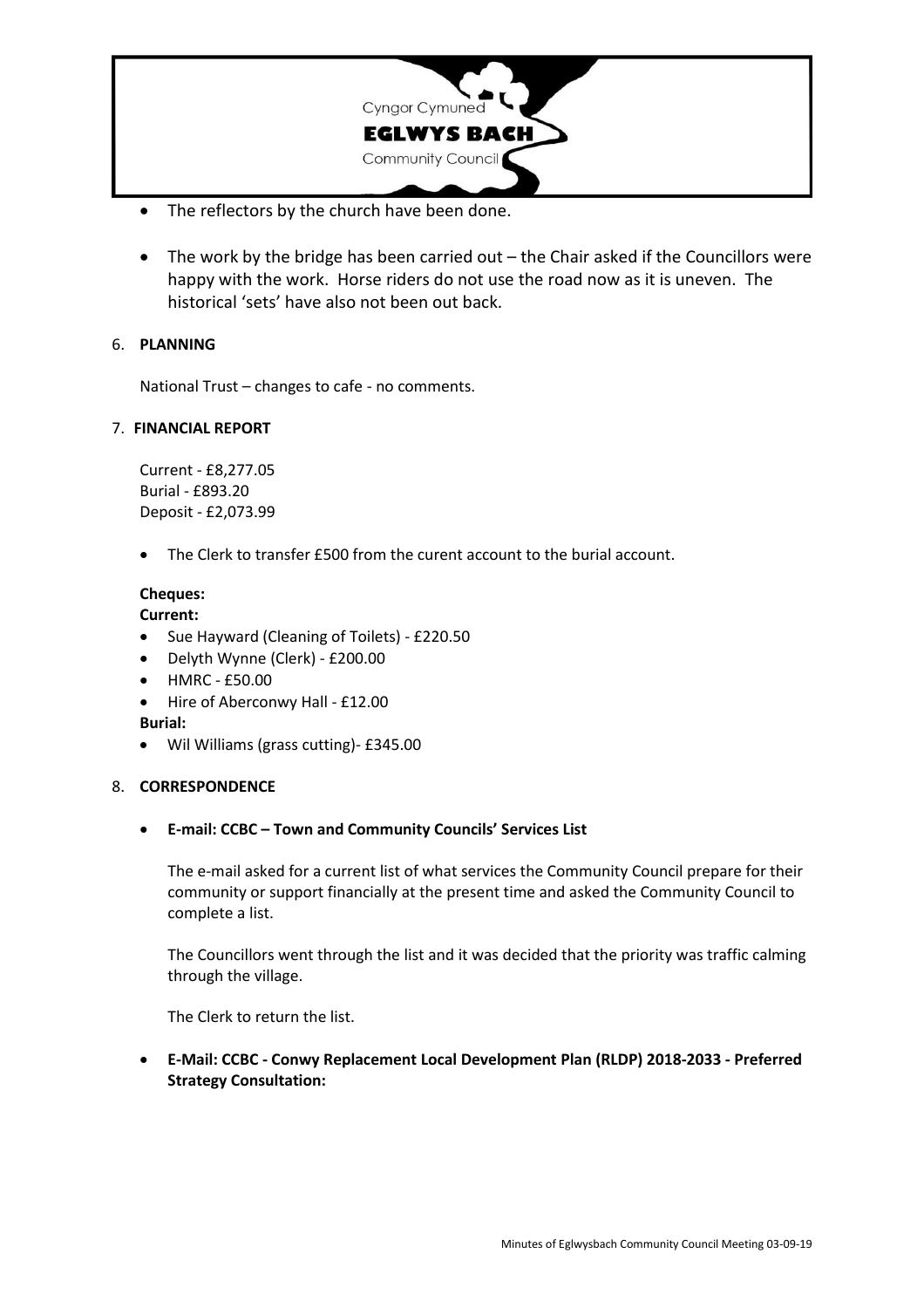- The reflectors by the church have been done.
- The work by the bridge has been carried out – the Chair asked if the Councillors were happy with the work. Horse riders do not use the road now as it is uneven. The historical 'sets' have also not been out back.

6. **PLANNING**

National Trust – changes to cafe - no comments.

7. **FINANCIAL REPORT**

Current - £8,277.05
Burial - £893.20
Deposit - £2,073.99

- The Clerk to transfer £500 from the curent account to the burial account.

**Cheques:**

**Current:**

- Sue Hayward (Cleaning of Toilets) - £220.50
- Delyth Wynne (Clerk) - £200.00
- HMRC - £50.00
- Hire of Aberconwy Hall - £12.00

**Burial:**

- Wil Williams (grass cutting)- £345.00

8. **CORRESPONDENCE**

- **E-mail: CCBC – Town and Community Councils' Services List**

  The e-mail asked for a current list of what services the Community Council prepare for their community or support financially at the present time and asked the Community Council to complete a list.

  The Councillors went through the list and it was decided that the priority was traffic calming through the village.

  The Clerk to return the list.

- **E-Mail: CCBC - Conwy Replacement Local Development Plan (RLDP) 2018-2033 - Preferred Strategy Consultation:**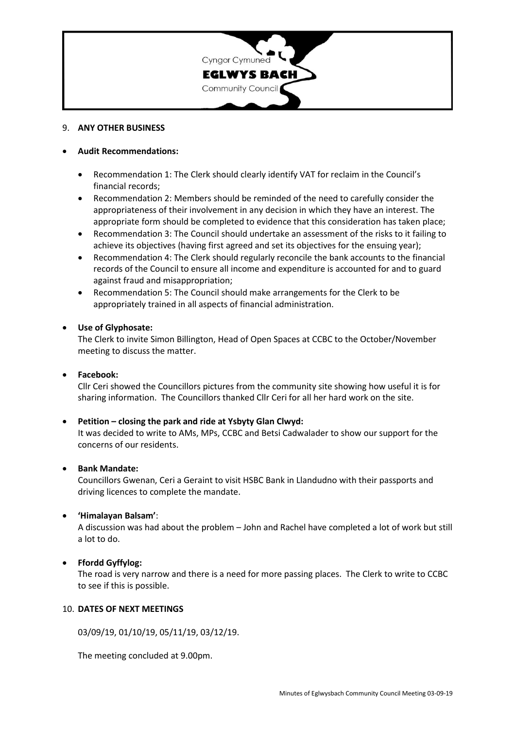Cyngor Cymuned

**EGLWYS BACH**

Community Council

9. **ANY OTHER BUSINESS**

- **Audit Recommendations:**
    - Recommendation 1: The Clerk should clearly identify VAT for reclaim in the Council's financial records;
    - Recommendation 2: Members should be reminded of the need to carefully consider the appropriateness of their involvement in any decision in which they have an interest. The appropriate form should be completed to evidence that this consideration has taken place;
    - Recommendation 3: The Council should undertake an assessment of the risks to it failing to achieve its objectives (having first agreed and set its objectives for the ensuing year);
    - Recommendation 4: The Clerk should regularly reconcile the bank accounts to the financial records of the Council to ensure all income and expenditure is accounted for and to guard against fraud and misappropriation;
    - Recommendation 5: The Council should make arrangements for the Clerk to be appropriately trained in all aspects of financial administration.

- **Use of Glyphosate:**
  The Clerk to invite Simon Billington, Head of Open Spaces at CCBC to the October/November meeting to discuss the matter.

- **Facebook:**
  Cllr Ceri showed the Councillors pictures from the community site showing how useful it is for sharing information. The Councillors thanked Cllr Ceri for all her hard work on the site.

- **Petition – closing the park and ride at Ysbyty Glan Clwyd:**
  It was decided to write to AMs, MPs, CCBC and Betsi Cadwalader to show our support for the concerns of our residents.

- **Bank Mandate:**
  Councillors Gwenan, Ceri a Geraint to visit HSBC Bank in Llandudno with their passports and driving licences to complete the mandate.

- **'Himalayan Balsam'**:
  A discussion was had about the problem – John and Rachel have completed a lot of work but still a lot to do.

- **Ffordd Gyffylog:**
  The road is very narrow and there is a need for more passing places. The Clerk to write to CCBC to see if this is possible.

10. **DATES OF NEXT MEETINGS**

    03/09/19, 01/10/19, 05/11/19, 03/12/19.

    The meeting concluded at 9.00pm.